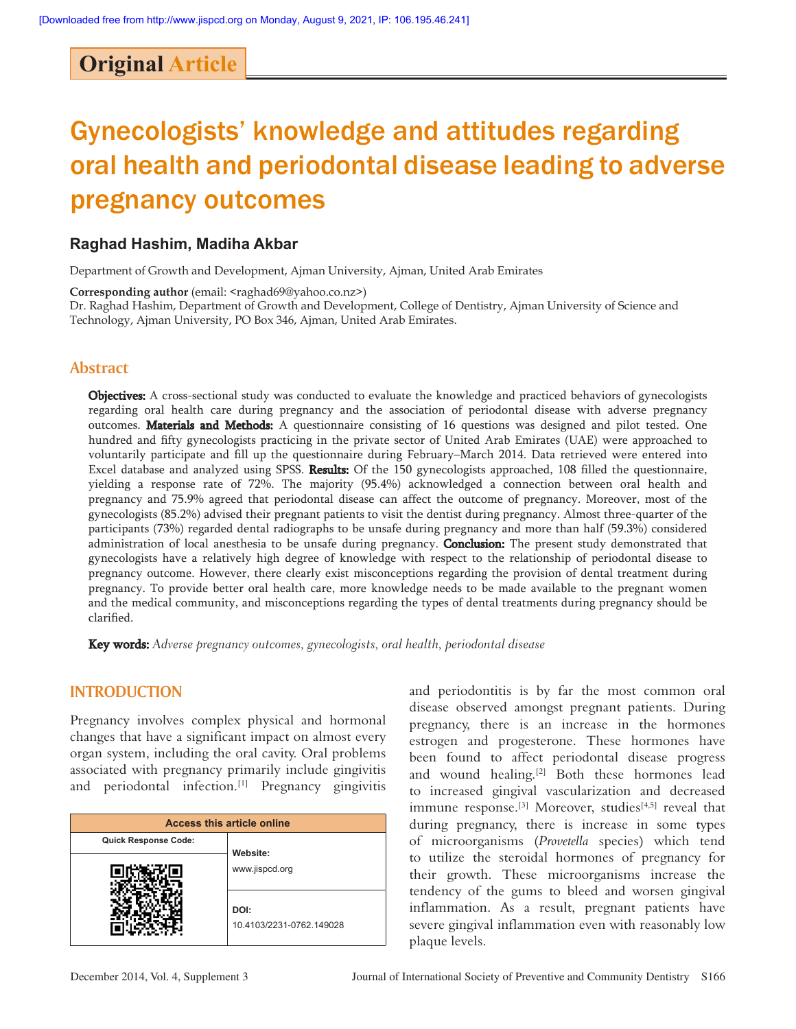[Downloaded free from http://www.jispcd.org on Monday, August 9, 2021, IP: 106.195.46.241]

**Original Article**

# Gynecologists' knowledge and attitudes regarding oral health and periodontal disease leading to adverse pregnancy outcomes

**Raghad Hashim, Madiha Akbar**

Department of Growth and Development, Ajman University, Ajman, United Arab Emirates

**Corresponding author** (email: <raghad69@yahoo.co.nz>)
Dr. Raghad Hashim, Department of Growth and Development, College of Dentistry, Ajman University of Science and Technology, Ajman University, PO Box 346, Ajman, United Arab Emirates.

## Abstract

**Objectives:** A cross-sectional study was conducted to evaluate the knowledge and practiced behaviors of gynecologists regarding oral health care during pregnancy and the association of periodontal disease with adverse pregnancy outcomes. **Materials and Methods:** A questionnaire consisting of 16 questions was designed and pilot tested. One hundred and fifty gynecologists practicing in the private sector of United Arab Emirates (UAE) were approached to voluntarily participate and fill up the questionnaire during February–March 2014. Data retrieved were entered into Excel database and analyzed using SPSS. **Results:** Of the 150 gynecologists approached, 108 filled the questionnaire, yielding a response rate of 72%. The majority (95.4%) acknowledged a connection between oral health and pregnancy and 75.9% agreed that periodontal disease can affect the outcome of pregnancy. Moreover, most of the gynecologists (85.2%) advised their pregnant patients to visit the dentist during pregnancy. Almost three-quarter of the participants (73%) regarded dental radiographs to be unsafe during pregnancy and more than half (59.3%) considered administration of local anesthesia to be unsafe during pregnancy. **Conclusion:** The present study demonstrated that gynecologists have a relatively high degree of knowledge with respect to the relationship of periodontal disease to pregnancy outcome. However, there clearly exist misconceptions regarding the provision of dental treatment during pregnancy. To provide better oral health care, more knowledge needs to be made available to the pregnant women and the medical community, and misconceptions regarding the types of dental treatments during pregnancy should be clarified.

**Key words:** *Adverse pregnancy outcomes, gynecologists, oral health, periodontal disease*

## INTRODUCTION

Pregnancy involves complex physical and hormonal changes that have a significant impact on almost every organ system, including the oral cavity. Oral problems associated with pregnancy primarily include gingivitis and periodontal infection.[1] Pregnancy gingivitis and periodontitis is by far the most common oral disease observed amongst pregnant patients. During pregnancy, there is an increase in the hormones estrogen and progesterone. These hormones have been found to affect periodontal disease progress and wound healing.[2] Both these hormones lead to increased gingival vascularization and decreased immune response.[3] Moreover, studies[4,5] reveal that during pregnancy, there is increase in some types of microorganisms (*Provetella* species) which tend to utilize the steroidal hormones of pregnancy for their growth. These microorganisms increase the tendency of the gums to bleed and worsen gingival inflammation. As a result, pregnant patients have severe gingival inflammation even with reasonably low plaque levels.

| Access this article online | |
|---|---|
| Quick Response Code: | Website: www.jispcd.org |
| | DOI: 10.4103/2231-0762.149028 |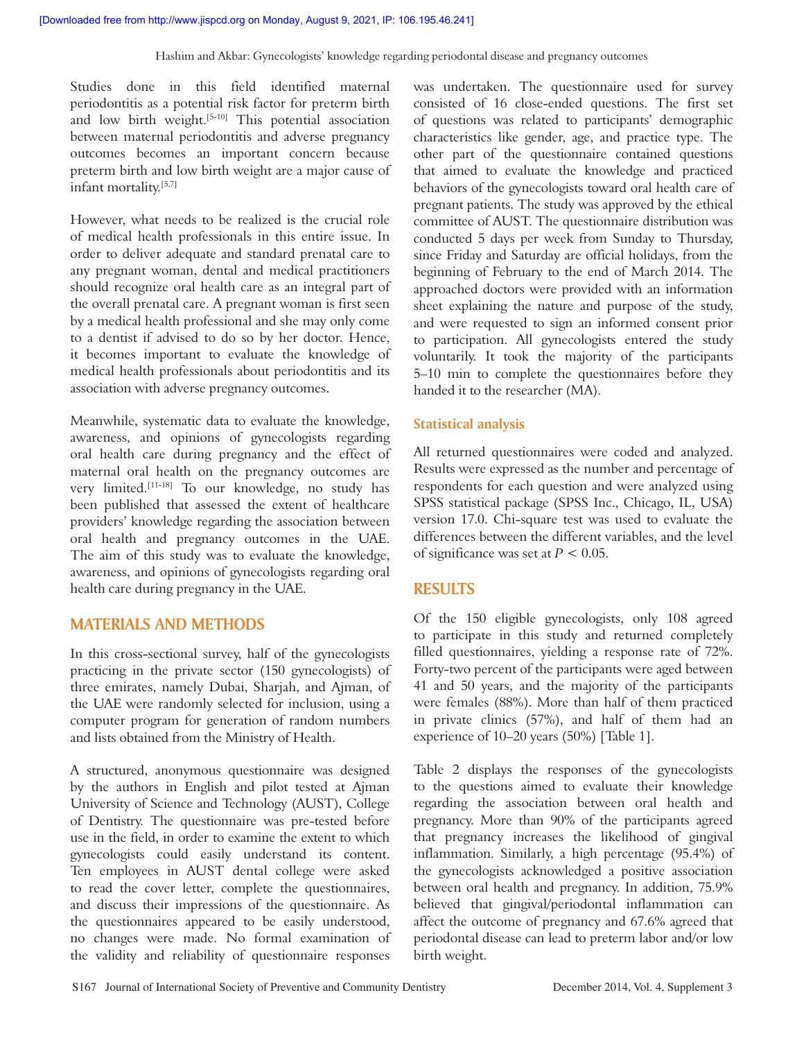Studies done in this field identified maternal periodontitis as a potential risk factor for preterm birth and low birth weight.[5-10] This potential association between maternal periodontitis and adverse pregnancy outcomes becomes an important concern because preterm birth and low birth weight are a major cause of infant mortality.[5,7]

However, what needs to be realized is the crucial role of medical health professionals in this entire issue. In order to deliver adequate and standard prenatal care to any pregnant woman, dental and medical practitioners should recognize oral health care as an integral part of the overall prenatal care. A pregnant woman is first seen by a medical health professional and she may only come to a dentist if advised to do so by her doctor. Hence, it becomes important to evaluate the knowledge of medical health professionals about periodontitis and its association with adverse pregnancy outcomes.

Meanwhile, systematic data to evaluate the knowledge, awareness, and opinions of gynecologists regarding oral health care during pregnancy and the effect of maternal oral health on the pregnancy outcomes are very limited.[11-18] To our knowledge, no study has been published that assessed the extent of healthcare providers' knowledge regarding the association between oral health and pregnancy outcomes in the UAE. The aim of this study was to evaluate the knowledge, awareness, and opinions of gynecologists regarding oral health care during pregnancy in the UAE.

## MATERIALS AND METHODS

In this cross-sectional survey, half of the gynecologists practicing in the private sector (150 gynecologists) of three emirates, namely Dubai, Sharjah, and Ajman, of the UAE were randomly selected for inclusion, using a computer program for generation of random numbers and lists obtained from the Ministry of Health.

A structured, anonymous questionnaire was designed by the authors in English and pilot tested at Ajman University of Science and Technology (AUST), College of Dentistry. The questionnaire was pre-tested before use in the field, in order to examine the extent to which gynecologists could easily understand its content. Ten employees in AUST dental college were asked to read the cover letter, complete the questionnaires, and discuss their impressions of the questionnaire. As the questionnaires appeared to be easily understood, no changes were made. No formal examination of the validity and reliability of questionnaire responses was undertaken. The questionnaire used for survey consisted of 16 close-ended questions. The first set of questions was related to participants' demographic characteristics like gender, age, and practice type. The other part of the questionnaire contained questions that aimed to evaluate the knowledge and practiced behaviors of the gynecologists toward oral health care of pregnant patients. The study was approved by the ethical committee of AUST. The questionnaire distribution was conducted 5 days per week from Sunday to Thursday, since Friday and Saturday are official holidays, from the beginning of February to the end of March 2014. The approached doctors were provided with an information sheet explaining the nature and purpose of the study, and were requested to sign an informed consent prior to participation. All gynecologists entered the study voluntarily. It took the majority of the participants 5–10 min to complete the questionnaires before they handed it to the researcher (MA).

### Statistical analysis

All returned questionnaires were coded and analyzed. Results were expressed as the number and percentage of respondents for each question and were analyzed using SPSS statistical package (SPSS Inc., Chicago, IL, USA) version 17.0. Chi-square test was used to evaluate the differences between the different variables, and the level of significance was set at $P < 0.05$.

## RESULTS

Of the 150 eligible gynecologists, only 108 agreed to participate in this study and returned completely filled questionnaires, yielding a response rate of 72%. Forty-two percent of the participants were aged between 41 and 50 years, and the majority of the participants were females (88%). More than half of them practiced in private clinics (57%), and half of them had an experience of 10–20 years (50%) [Table 1].

Table 2 displays the responses of the gynecologists to the questions aimed to evaluate their knowledge regarding the association between oral health and pregnancy. More than 90% of the participants agreed that pregnancy increases the likelihood of gingival inflammation. Similarly, a high percentage (95.4%) of the gynecologists acknowledged a positive association between oral health and pregnancy. In addition, 75.9% believed that gingival/periodontal inflammation can affect the outcome of pregnancy and 67.6% agreed that periodontal disease can lead to preterm labor and/or low birth weight.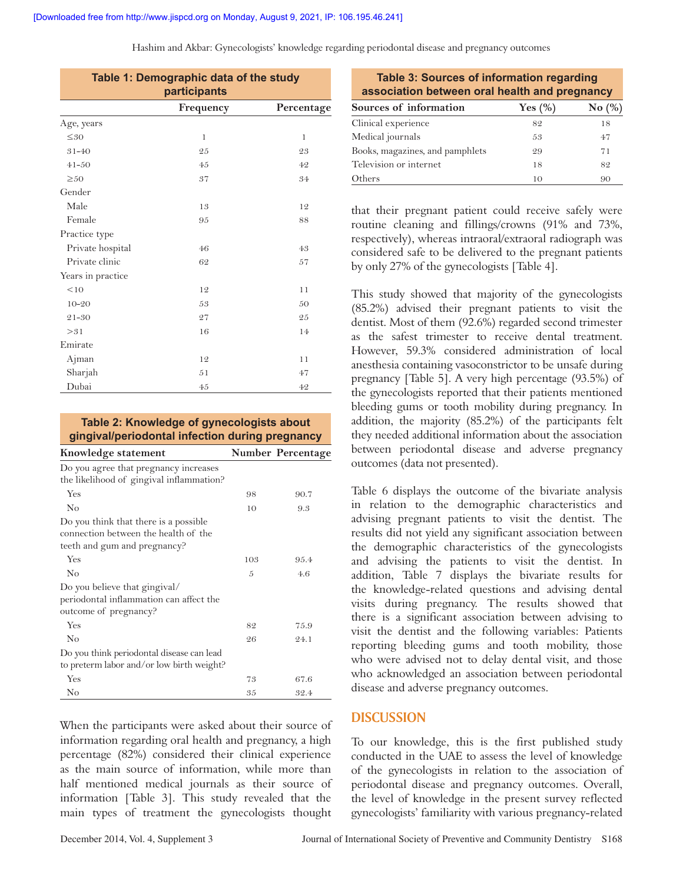**Table 1: Demographic data of the study participants**

| | Frequency | Percentage |
|---|---|---|
| Age, years | | |
| ≤30 | 1 | 1 |
| 31-40 | 25 | 23 |
| 41-50 | 45 | 42 |
| ≥50 | 37 | 34 |
| Gender | | |
| Male | 13 | 12 |
| Female | 95 | 88 |
| Practice type | | |
| Private hospital | 46 | 43 |
| Private clinic | 62 | 57 |
| Years in practice | | |
| <10 | 12 | 11 |
| 10-20 | 53 | 50 |
| 21-30 | 27 | 25 |
| >31 | 16 | 14 |
| Emirate | | |
| Ajman | 12 | 11 |
| Sharjah | 51 | 47 |
| Dubai | 45 | 42 |

**Table 2: Knowledge of gynecologists about gingival/periodontal infection during pregnancy**

| Knowledge statement | Number | Percentage |
|---|---|---|
| Do you agree that pregnancy increases the likelihood of gingival inflammation? | | |
| Yes | 98 | 90.7 |
| No | 10 | 9.3 |
| Do you think that there is a possible connection between the health of the teeth and gum and pregnancy? | | |
| Yes | 103 | 95.4 |
| No | 5 | 4.6 |
| Do you believe that gingival/periodontal inflammation can affect the outcome of pregnancy? | | |
| Yes | 82 | 75.9 |
| No | 26 | 24.1 |
| Do you think periodontal disease can lead to preterm labor and/or low birth weight? | | |
| Yes | 73 | 67.6 |
| No | 35 | 32.4 |

When the participants were asked about their source of information regarding oral health and pregnancy, a high percentage (82%) considered their clinical experience as the main source of information, while more than half mentioned medical journals as their source of information [Table 3]. This study revealed that the main types of treatment the gynecologists thought that their pregnant patient could receive safely were routine cleaning and fillings/crowns (91% and 73%, respectively), whereas intraoral/extraoral radiograph was considered safe to be delivered to the pregnant patients by only 27% of the gynecologists [Table 4].

**Table 3: Sources of information regarding association between oral health and pregnancy**

| Sources of information | Yes (%) | No (%) |
|---|---|---|
| Clinical experience | 82 | 18 |
| Medical journals | 53 | 47 |
| Books, magazines, and pamphlets | 29 | 71 |
| Television or internet | 18 | 82 |
| Others | 10 | 90 |

This study showed that majority of the gynecologists (85.2%) advised their pregnant patients to visit the dentist. Most of them (92.6%) regarded second trimester as the safest trimester to receive dental treatment. However, 59.3% considered administration of local anesthesia containing vasoconstrictor to be unsafe during pregnancy [Table 5]. A very high percentage (93.5%) of the gynecologists reported that their patients mentioned bleeding gums or tooth mobility during pregnancy. In addition, the majority (85.2%) of the participants felt they needed additional information about the association between periodontal disease and adverse pregnancy outcomes (data not presented).

Table 6 displays the outcome of the bivariate analysis in relation to the demographic characteristics and advising pregnant patients to visit the dentist. The results did not yield any significant association between the demographic characteristics of the gynecologists and advising the patients to visit the dentist. In addition, Table 7 displays the bivariate results for the knowledge-related questions and advising dental visits during pregnancy. The results showed that there is a significant association between advising to visit the dentist and the following variables: Patients reporting bleeding gums and tooth mobility, those who were advised not to delay dental visit, and those who acknowledged an association between periodontal disease and adverse pregnancy outcomes.

## DISCUSSION

To our knowledge, this is the first published study conducted in the UAE to assess the level of knowledge of the gynecologists in relation to the association of periodontal disease and pregnancy outcomes. Overall, the level of knowledge in the present survey reflected gynecologists' familiarity with various pregnancy-related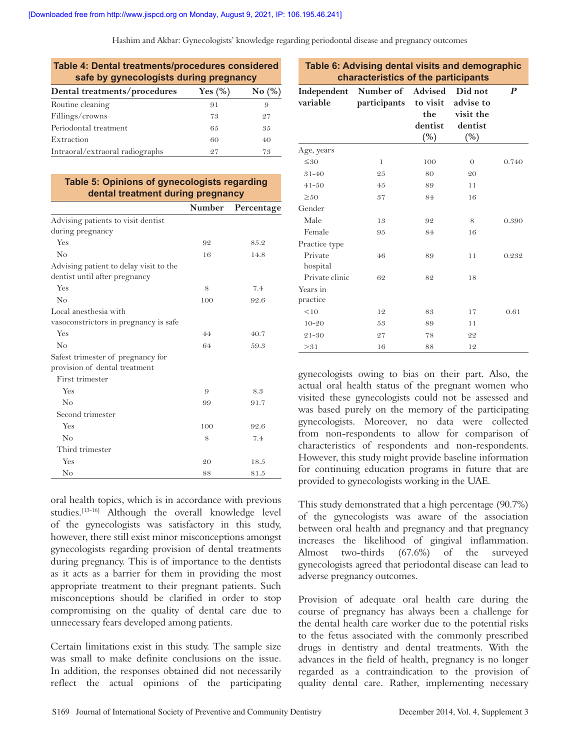**Table 4: Dental treatments/procedures considered safe by gynecologists during pregnancy**

| Dental treatments/procedures | Yes (%) | No (%) |
|---|---|---|
| Routine cleaning | 91 | 9 |
| Fillings/crowns | 73 | 27 |
| Periodontal treatment | 65 | 35 |
| Extraction | 60 | 40 |
| Intraoral/extraoral radiographs | 27 | 73 |

**Table 5: Opinions of gynecologists regarding dental treatment during pregnancy**

| | Number | Percentage |
|---|---|---|
| Advising patients to visit dentist during pregnancy | | |
| Yes | 92 | 85.2 |
| No | 16 | 14.8 |
| Advising patient to delay visit to the dentist until after pregnancy | | |
| Yes | 8 | 7.4 |
| No | 100 | 92.6 |
| Local anesthesia with vasoconstrictors in pregnancy is safe | | |
| Yes | 44 | 40.7 |
| No | 64 | 59.3 |
| Safest trimester of pregnancy for provision of dental treatment | | |
| First trimester | | |
| Yes | 9 | 8.3 |
| No | 99 | 91.7 |
| Second trimester | | |
| Yes | 100 | 92.6 |
| No | 8 | 7.4 |
| Third trimester | | |
| Yes | 20 | 18.5 |
| No | 88 | 81.5 |

oral health topics, which is in accordance with previous studies.[13-16] Although the overall knowledge level of the gynecologists was satisfactory in this study, however, there still exist minor misconceptions amongst gynecologists regarding provision of dental treatments during pregnancy. This is of importance to the dentists as it acts as a barrier for them in providing the most appropriate treatment to their pregnant patients. Such misconceptions should be clarified in order to stop compromising on the quality of dental care due to unnecessary fears developed among patients.

Certain limitations exist in this study. The sample size was small to make definite conclusions on the issue. In addition, the responses obtained did not necessarily reflect the actual opinions of the participating gynecologists owing to bias on their part. Also, the actual oral health status of the pregnant women who visited these gynecologists could not be assessed and was based purely on the memory of the participating gynecologists. Moreover, no data were collected from non-respondents to allow for comparison of characteristics of respondents and non-respondents. However, this study might provide baseline information for continuing education programs in future that are provided to gynecologists working in the UAE.

**Table 6: Advising dental visits and demographic characteristics of the participants**

| Independent variable | Number of participants | Advised to visit the dentist (%) | Did not advise to visit the dentist (%) | *P* |
|---|---|---|---|---|
| Age, years | | | | |
| ≤30 | 1 | 100 | 0 | 0.740 |
| 31-40 | 25 | 80 | 20 | |
| 41-50 | 45 | 89 | 11 | |
| ≥50 | 37 | 84 | 16 | |
| Gender | | | | |
| Male | 13 | 92 | 8 | 0.390 |
| Female | 95 | 84 | 16 | |
| Practice type | | | | |
| Private hospital | 46 | 89 | 11 | 0.232 |
| Private clinic | 62 | 82 | 18 | |
| Years in practice | | | | |
| <10 | 12 | 83 | 17 | 0.61 |
| 10-20 | 53 | 89 | 11 | |
| 21-30 | 27 | 78 | 22 | |
| >31 | 16 | 88 | 12 | |

This study demonstrated that a high percentage (90.7%) of the gynecologists was aware of the association between oral health and pregnancy and that pregnancy increases the likelihood of gingival inflammation. Almost two-thirds (67.6%) of the surveyed gynecologists agreed that periodontal disease can lead to adverse pregnancy outcomes.

Provision of adequate oral health care during the course of pregnancy has always been a challenge for the dental health care worker due to the potential risks to the fetus associated with the commonly prescribed drugs in dentistry and dental treatments. With the advances in the field of health, pregnancy is no longer regarded as a contraindication to the provision of quality dental care. Rather, implementing necessary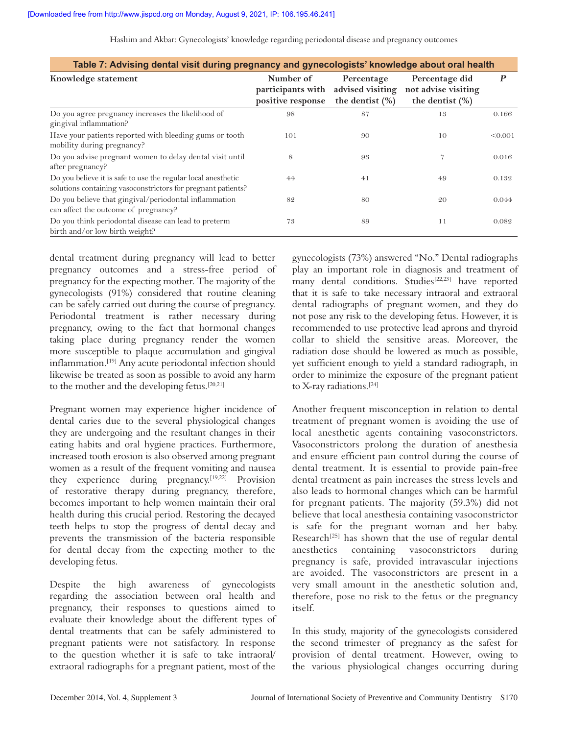**Table 7: Advising dental visit during pregnancy and gynecologists' knowledge about oral health**

| Knowledge statement | Number of participants with positive response | Percentage advised visiting the dentist (%) | Percentage did not advise visiting the dentist (%) | *P* |
|---|---|---|---|---|
| Do you agree pregnancy increases the likelihood of gingival inflammation? | 98 | 87 | 13 | 0.166 |
| Have your patients reported with bleeding gums or tooth mobility during pregnancy? | 101 | 90 | 10 | <0.001 |
| Do you advise pregnant women to delay dental visit until after pregnancy? | 8 | 93 | 7 | 0.016 |
| Do you believe it is safe to use the regular local anesthetic solutions containing vasoconstrictors for pregnant patients? | 44 | 41 | 49 | 0.132 |
| Do you believe that gingival/periodontal inflammation can affect the outcome of pregnancy? | 82 | 80 | 20 | 0.044 |
| Do you think periodontal disease can lead to preterm birth and/or low birth weight? | 73 | 89 | 11 | 0.082 |

dental treatment during pregnancy will lead to better pregnancy outcomes and a stress-free period of pregnancy for the expecting mother. The majority of the gynecologists (91%) considered that routine cleaning can be safely carried out during the course of pregnancy. Periodontal treatment is rather necessary during pregnancy, owing to the fact that hormonal changes taking place during pregnancy render the women more susceptible to plaque accumulation and gingival inflammation.[19] Any acute periodontal infection should likewise be treated as soon as possible to avoid any harm to the mother and the developing fetus.[20,21]

Pregnant women may experience higher incidence of dental caries due to the several physiological changes they are undergoing and the resultant changes in their eating habits and oral hygiene practices. Furthermore, increased tooth erosion is also observed among pregnant women as a result of the frequent vomiting and nausea they experience during pregnancy.[19,22] Provision of restorative therapy during pregnancy, therefore, becomes important to help women maintain their oral health during this crucial period. Restoring the decayed teeth helps to stop the progress of dental decay and prevents the transmission of the bacteria responsible for dental decay from the expecting mother to the developing fetus.

Despite the high awareness of gynecologists regarding the association between oral health and pregnancy, their responses to questions aimed to evaluate their knowledge about the different types of dental treatments that can be safely administered to pregnant patients were not satisfactory. In response to the question whether it is safe to take intraoral/extraoral radiographs for a pregnant patient, most of the gynecologists (73%) answered "No." Dental radiographs play an important role in diagnosis and treatment of many dental conditions. Studies[22,23] have reported that it is safe to take necessary intraoral and extraoral dental radiographs of pregnant women, and they do not pose any risk to the developing fetus. However, it is recommended to use protective lead aprons and thyroid collar to shield the sensitive areas. Moreover, the radiation dose should be lowered as much as possible, yet sufficient enough to yield a standard radiograph, in order to minimize the exposure of the pregnant patient to X-ray radiations.[24]

Another frequent misconception in relation to dental treatment of pregnant women is avoiding the use of local anesthetic agents containing vasoconstrictors. Vasoconstrictors prolong the duration of anesthesia and ensure efficient pain control during the course of dental treatment. It is essential to provide pain-free dental treatment as pain increases the stress levels and also leads to hormonal changes which can be harmful for pregnant patients. The majority (59.3%) did not believe that local anesthesia containing vasoconstrictor is safe for the pregnant woman and her baby. Research[25] has shown that the use of regular dental anesthetics containing vasoconstrictors during pregnancy is safe, provided intravascular injections are avoided. The vasoconstrictors are present in a very small amount in the anesthetic solution and, therefore, pose no risk to the fetus or the pregnancy itself.

In this study, majority of the gynecologists considered the second trimester of pregnancy as the safest for provision of dental treatment. However, owing to the various physiological changes occurring during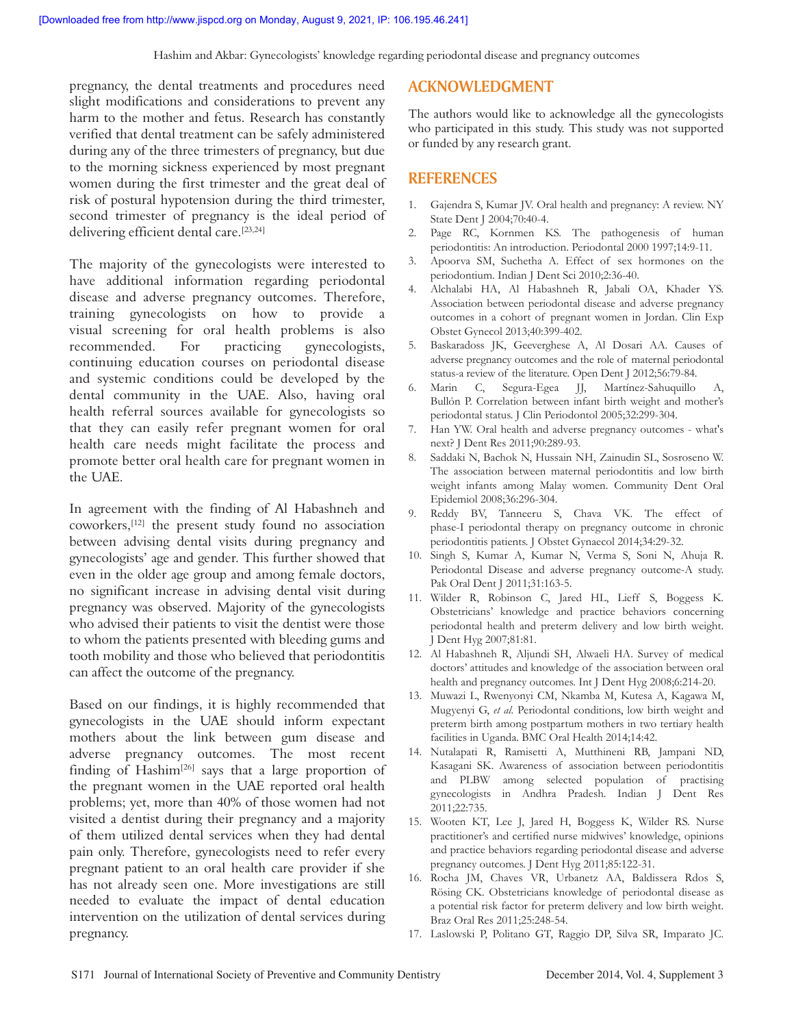pregnancy, the dental treatments and procedures need slight modifications and considerations to prevent any harm to the mother and fetus. Research has constantly verified that dental treatment can be safely administered during any of the three trimesters of pregnancy, but due to the morning sickness experienced by most pregnant women during the first trimester and the great deal of risk of postural hypotension during the third trimester, second trimester of pregnancy is the ideal period of delivering efficient dental care.[23,24]

The majority of the gynecologists were interested to have additional information regarding periodontal disease and adverse pregnancy outcomes. Therefore, training gynecologists on how to provide a visual screening for oral health problems is also recommended. For practicing gynecologists, continuing education courses on periodontal disease and systemic conditions could be developed by the dental community in the UAE. Also, having oral health referral sources available for gynecologists so that they can easily refer pregnant women for oral health care needs might facilitate the process and promote better oral health care for pregnant women in the UAE.

In agreement with the finding of Al Habashneh and coworkers,[12] the present study found no association between advising dental visits during pregnancy and gynecologists' age and gender. This further showed that even in the older age group and among female doctors, no significant increase in advising dental visit during pregnancy was observed. Majority of the gynecologists who advised their patients to visit the dentist were those to whom the patients presented with bleeding gums and tooth mobility and those who believed that periodontitis can affect the outcome of the pregnancy.

Based on our findings, it is highly recommended that gynecologists in the UAE should inform expectant mothers about the link between gum disease and adverse pregnancy outcomes. The most recent finding of Hashim[26] says that a large proportion of the pregnant women in the UAE reported oral health problems; yet, more than 40% of those women had not visited a dentist during their pregnancy and a majority of them utilized dental services when they had dental pain only. Therefore, gynecologists need to refer every pregnant patient to an oral health care provider if she has not already seen one. More investigations are still needed to evaluate the impact of dental education intervention on the utilization of dental services during pregnancy.

## ACKNOWLEDGMENT

The authors would like to acknowledge all the gynecologists who participated in this study. This study was not supported or funded by any research grant.

## REFERENCES

1. Gajendra S, Kumar JV. Oral health and pregnancy: A review. NY State Dent J 2004;70:40-4.
2. Page RC, Kornmen KS. The pathogenesis of human periodontitis: An introduction. Periodontal 2000 1997;14:9-11.
3. Apoorva SM, Suchetha A. Effect of sex hormones on the periodontium. Indian J Dent Sci 2010;2:36-40.
4. Alchalabi HA, Al Habashneh R, Jabali OA, Khader YS. Association between periodontal disease and adverse pregnancy outcomes in a cohort of pregnant women in Jordan. Clin Exp Obstet Gynecol 2013;40:399-402.
5. Baskaradoss JK, Geeverghese A, Al Dosari AA. Causes of adverse pregnancy outcomes and the role of maternal periodontal status-a review of the literature. Open Dent J 2012;56:79-84.
6. Marin C, Segura-Egea JJ, Martínez-Sahuquillo A, Bullón P. Correlation between infant birth weight and mother's periodontal status. J Clin Periodontol 2005;32:299-304.
7. Han YW. Oral health and adverse pregnancy outcomes - what's next? J Dent Res 2011;90:289-93.
8. Saddaki N, Bachok N, Hussain NH, Zainudin SL, Sosroseno W. The association between maternal periodontitis and low birth weight infants among Malay women. Community Dent Oral Epidemiol 2008;36:296-304.
9. Reddy BV, Tanneeru S, Chava VK. The effect of phase-I periodontal therapy on pregnancy outcome in chronic periodontitis patients. J Obstet Gynaecol 2014;34:29-32.
10. Singh S, Kumar A, Kumar N, Verma S, Soni N, Ahuja R. Periodontal Disease and adverse pregnancy outcome-A study. Pak Oral Dent J 2011;31:163-5.
11. Wilder R, Robinson C, Jared HL, Lieff S, Boggess K. Obstetricians' knowledge and practice behaviors concerning periodontal health and preterm delivery and low birth weight. J Dent Hyg 2007;81:81.
12. Al Habashneh R, Aljundi SH, Alwaeli HA. Survey of medical doctors' attitudes and knowledge of the association between oral health and pregnancy outcomes. Int J Dent Hyg 2008;6:214-20.
13. Muwazi L, Rwenyonyi CM, Nkamba M, Kutesa A, Kagawa M, Mugyenyi G, *et al*. Periodontal conditions, low birth weight and preterm birth among postpartum mothers in two tertiary health facilities in Uganda. BMC Oral Health 2014;14:42.
14. Nutalapati R, Ramisetti A, Mutthineni RB, Jampani ND, Kasagani SK. Awareness of association between periodontitis and PLBW among selected population of practising gynecologists in Andhra Pradesh. Indian J Dent Res 2011;22:735.
15. Wooten KT, Lee J, Jared H, Boggess K, Wilder RS. Nurse practitioner's and certified nurse midwives' knowledge, opinions and practice behaviors regarding periodontal disease and adverse pregnancy outcomes. J Dent Hyg 2011;85:122-31.
16. Rocha JM, Chaves VR, Urbanetz AA, Baldissera Rdos S, Rösing CK. Obstetricians knowledge of periodontal disease as a potential risk factor for preterm delivery and low birth weight. Braz Oral Res 2011;25:248-54.
17. Laslowski P, Politano GT, Raggio DP, Silva SR, Imparato JC.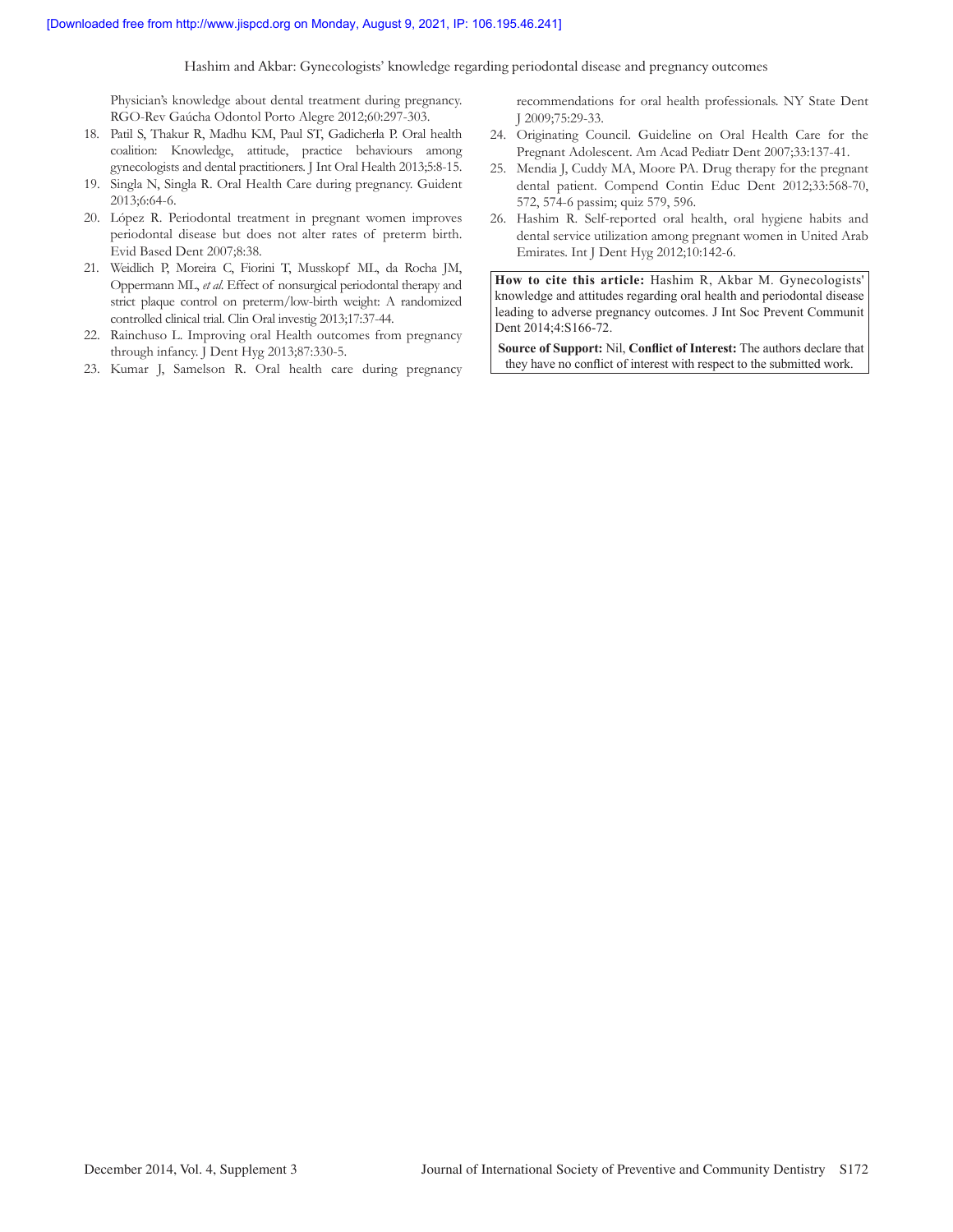Physician's knowledge about dental treatment during pregnancy. RGO-Rev Gaúcha Odontol Porto Alegre 2012;60:297-303.

18. Patil S, Thakur R, Madhu KM, Paul ST, Gadicherla P. Oral health coalition: Knowledge, attitude, practice behaviours among gynecologists and dental practitioners. J Int Oral Health 2013;5:8-15.
19. Singla N, Singla R. Oral Health Care during pregnancy. Guident 2013;6:64-6.
20. López R. Periodontal treatment in pregnant women improves periodontal disease but does not alter rates of preterm birth. Evid Based Dent 2007;8:38.
21. Weidlich P, Moreira C, Fiorini T, Musskopf ML, da Rocha JM, Oppermann ML, *et al*. Effect of nonsurgical periodontal therapy and strict plaque control on preterm/low-birth weight: A randomized controlled clinical trial. Clin Oral investig 2013;17:37-44.
22. Rainchuso L. Improving oral Health outcomes from pregnancy through infancy. J Dent Hyg 2013;87:330-5.
23. Kumar J, Samelson R. Oral health care during pregnancy recommendations for oral health professionals. NY State Dent J 2009;75:29-33.
24. Originating Council. Guideline on Oral Health Care for the Pregnant Adolescent. Am Acad Pediatr Dent 2007;33:137-41.
25. Mendia J, Cuddy MA, Moore PA. Drug therapy for the pregnant dental patient. Compend Contin Educ Dent 2012;33:568-70, 572, 574-6 passim; quiz 579, 596.
26. Hashim R. Self-reported oral health, oral hygiene habits and dental service utilization among pregnant women in United Arab Emirates. Int J Dent Hyg 2012;10:142-6.

**How to cite this article:** Hashim R, Akbar M. Gynecologists' knowledge and attitudes regarding oral health and periodontal disease leading to adverse pregnancy outcomes. J Int Soc Prevent Communit Dent 2014;4:S166-72.

**Source of Support:** Nil, **Conflict of Interest:** The authors declare that they have no conflict of interest with respect to the submitted work.